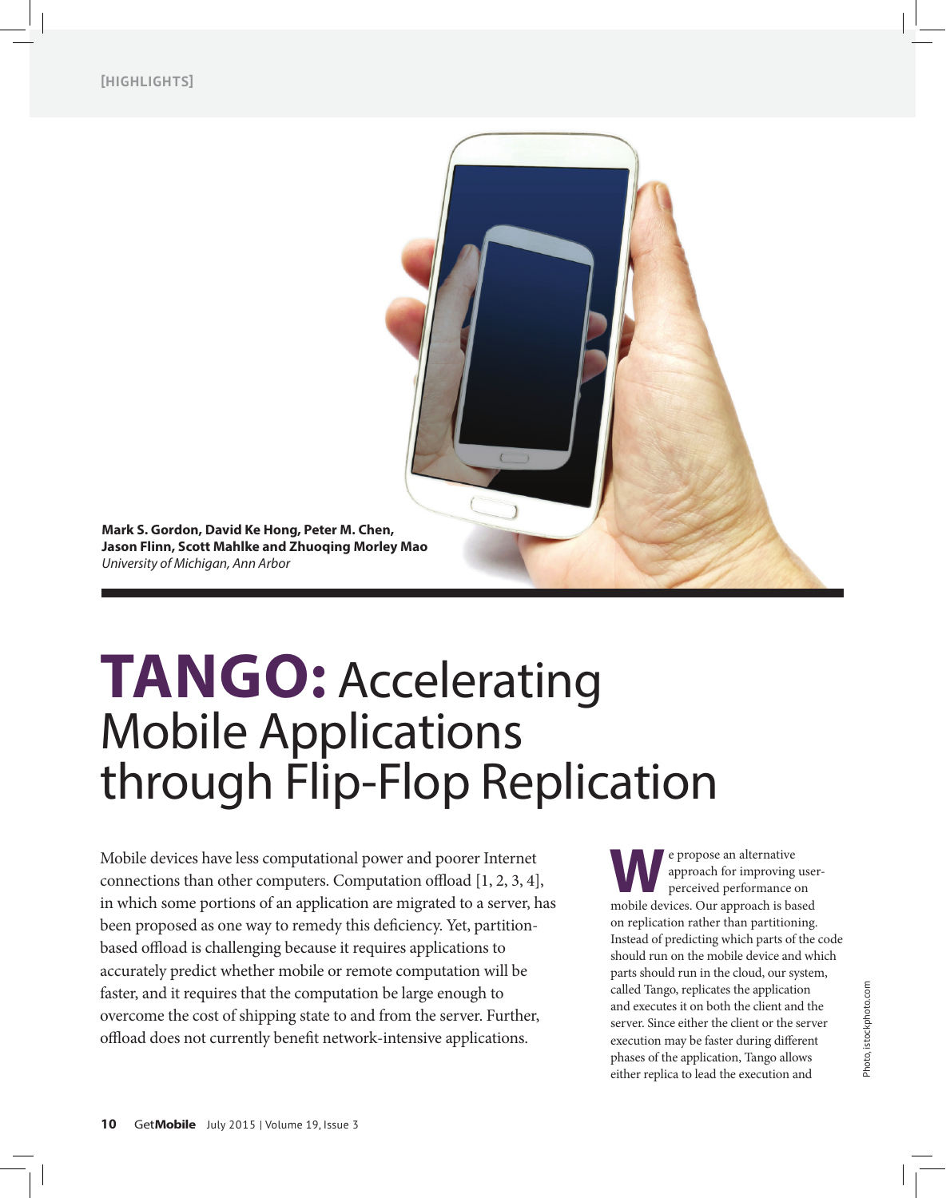[HIGHLIGHTS]

**Mark S. Gordon, David Ke Hong, Peter M. Chen, Jason Flinn, Scott Mahlke and Zhuoqing Morley Mao**
*University of Michigan, Ann Arbor*

# **TANGO:** Accelerating Mobile Applications through Flip-Flop Replication

Mobile devices have less computational power and poorer Internet connections than other computers. Computation offload [1, 2, 3, 4], in which some portions of an application are migrated to a server, has been proposed as one way to remedy this deficiency. Yet, partition-based offload is challenging because it requires applications to accurately predict whether mobile or remote computation will be faster, and it requires that the computation be large enough to overcome the cost of shipping state to and from the server. Further, offload does not currently benefit network-intensive applications.

We propose an alternative approach for improving user-perceived performance on mobile devices. Our approach is based on replication rather than partitioning. Instead of predicting which parts of the code should run on the mobile device and which parts should run in the cloud, our system, called Tango, replicates the application and executes it on both the client and the server. Since either the client or the server execution may be faster during different phases of the application, Tango allows either replica to lead the execution and

Photo, istockphoto.com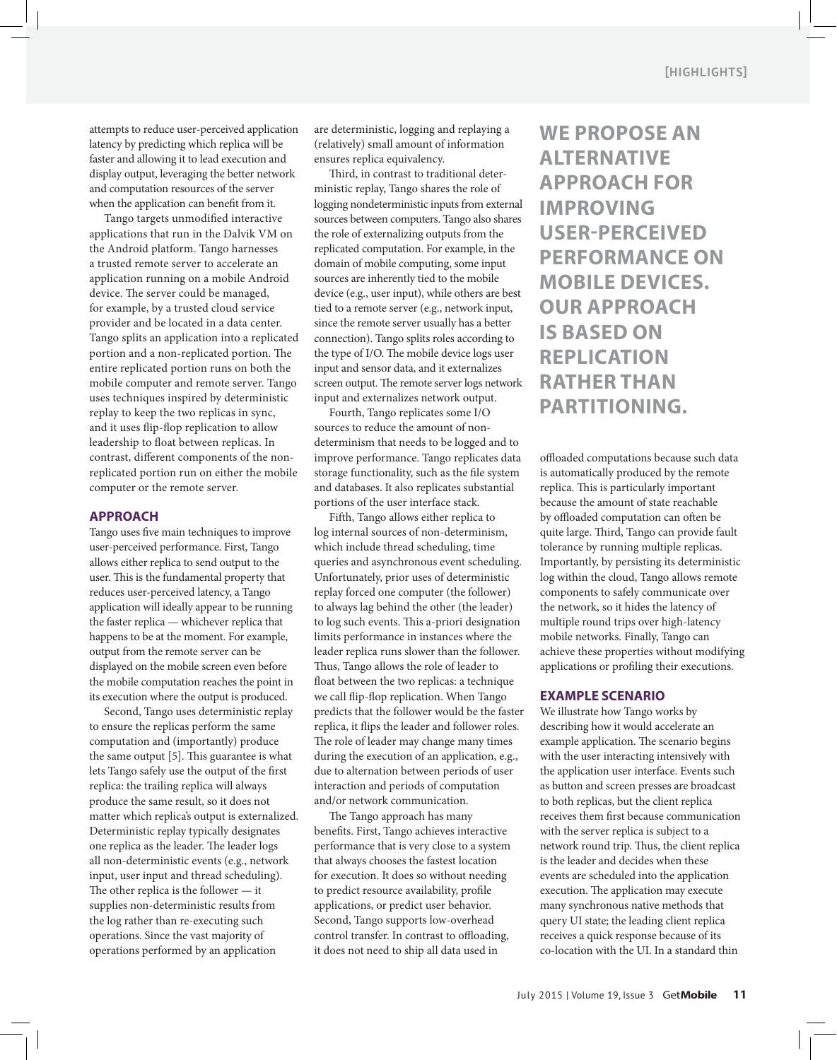attempts to reduce user-perceived application latency by predicting which replica will be faster and allowing it to lead execution and display output, leveraging the better network and computation resources of the server when the application can benefit from it.

Tango targets unmodified interactive applications that run in the Dalvik VM on the Android platform. Tango harnesses a trusted remote server to accelerate an application running on a mobile Android device. The server could be managed, for example, by a trusted cloud service provider and be located in a data center. Tango splits an application into a replicated portion and a non-replicated portion. The entire replicated portion runs on both the mobile computer and remote server. Tango uses techniques inspired by deterministic replay to keep the two replicas in sync, and it uses flip-flop replication to allow leadership to float between replicas. In contrast, different components of the non-replicated portion run on either the mobile computer or the remote server.

## APPROACH

Tango uses five main techniques to improve user-perceived performance. First, Tango allows either replica to send output to the user. This is the fundamental property that reduces user-perceived latency, a Tango application will ideally appear to be running the faster replica — whichever replica that happens to be at the moment. For example, output from the remote server can be displayed on the mobile screen even before the mobile computation reaches the point in its execution where the output is produced.

Second, Tango uses deterministic replay to ensure the replicas perform the same computation and (importantly) produce the same output [5]. This guarantee is what lets Tango safely use the output of the first replica: the trailing replica will always produce the same result, so it does not matter which replica's output is externalized. Deterministic replay typically designates one replica as the leader. The leader logs all non-deterministic events (e.g., network input, user input and thread scheduling). The other replica is the follower — it supplies non-deterministic results from the log rather than re-executing such operations. Since the vast majority of operations performed by an application are deterministic, logging and replaying a (relatively) small amount of information ensures replica equivalency.

Third, in contrast to traditional deterministic replay, Tango shares the role of logging nondeterministic inputs from external sources between computers. Tango also shares the role of externalizing outputs from the replicated computation. For example, in the domain of mobile computing, some input sources are inherently tied to the mobile device (e.g., user input), while others are best tied to a remote server (e.g., network input, since the remote server usually has a better connection). Tango splits roles according to the type of I/O. The mobile device logs user input and sensor data, and it externalizes screen output. The remote server logs network input and externalizes network output.

Fourth, Tango replicates some I/O sources to reduce the amount of non-determinism that needs to be logged and to improve performance. Tango replicates data storage functionality, such as the file system and databases. It also replicates substantial portions of the user interface stack.

Fifth, Tango allows either replica to log internal sources of non-determinism, which include thread scheduling, time queries and asynchronous event scheduling. Unfortunately, prior uses of deterministic replay forced one computer (the follower) to always lag behind the other (the leader) to log such events. This a-priori designation limits performance in instances where the leader replica runs slower than the follower. Thus, Tango allows the role of leader to float between the two replicas: a technique we call flip-flop replication. When Tango predicts that the follower would be the faster replica, it flips the leader and follower roles. The role of leader may change many times during the execution of an application, e.g., due to alternation between periods of user interaction and periods of computation and/or network communication.

The Tango approach has many benefits. First, Tango achieves interactive performance that is very close to a system that always chooses the fastest location for execution. It does so without needing to predict resource availability, profile applications, or predict user behavior. Second, Tango supports low-overhead control transfer. In contrast to offloading, it does not need to ship all data used in offloaded computations because such data is automatically produced by the remote replica. This is particularly important because the amount of state reachable by offloaded computation can often be quite large. Third, Tango can provide fault tolerance by running multiple replicas. Importantly, by persisting its deterministic log within the cloud, Tango allows remote components to safely communicate over the network, so it hides the latency of multiple round trips over high-latency mobile networks. Finally, Tango can achieve these properties without modifying applications or profiling their executions.

**WE PROPOSE AN ALTERNATIVE APPROACH FOR IMPROVING USER-PERCEIVED PERFORMANCE ON MOBILE DEVICES. OUR APPROACH IS BASED ON REPLICATION RATHER THAN PARTITIONING.**

## EXAMPLE SCENARIO

We illustrate how Tango works by describing how it would accelerate an example application. The scenario begins with the user interacting intensively with the application user interface. Events such as button and screen presses are broadcast to both replicas, but the client replica receives them first because communication with the server replica is subject to a network round trip. Thus, the client replica is the leader and decides when these events are scheduled into the application execution. The application may execute many synchronous native methods that query UI state; the leading client replica receives a quick response because of its co-location with the UI. In a standard thin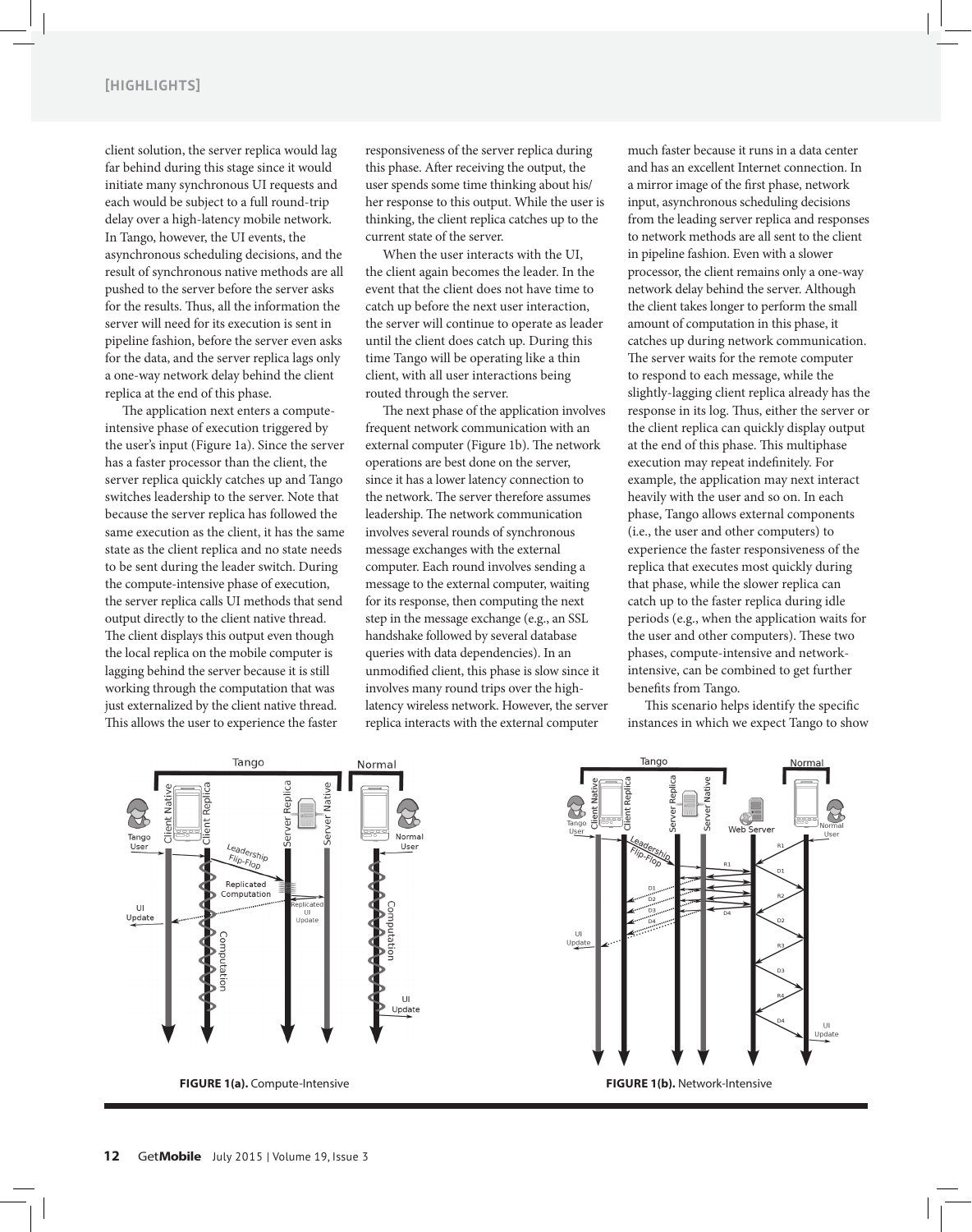client solution, the server replica would lag far behind during this stage since it would initiate many synchronous UI requests and each would be subject to a full round-trip delay over a high-latency mobile network. In Tango, however, the UI events, the asynchronous scheduling decisions, and the result of synchronous native methods are all pushed to the server before the server asks for the results. Thus, all the information the server will need for its execution is sent in pipeline fashion, before the server even asks for the data, and the server replica lags only a one-way network delay behind the client replica at the end of this phase.

The application next enters a compute-intensive phase of execution triggered by the user's input (Figure 1a). Since the server has a faster processor than the client, the server replica quickly catches up and Tango switches leadership to the server. Note that because the server replica has followed the same execution as the client, it has the same state as the client replica and no state needs to be sent during the leader switch. During the compute-intensive phase of execution, the server replica calls UI methods that send output directly to the client native thread. The client displays this output even though the local replica on the mobile computer is lagging behind the server because it is still working through the computation that was just externalized by the client native thread. This allows the user to experience the faster responsiveness of the server replica during this phase. After receiving the output, the user spends some time thinking about his/her response to this output. While the user is thinking, the client replica catches up to the current state of the server.

When the user interacts with the UI, the client again becomes the leader. In the event that the client does not have time to catch up before the next user interaction, the server will continue to operate as leader until the client does catch up. During this time Tango will be operating like a thin client, with all user interactions being routed through the server.

The next phase of the application involves frequent network communication with an external computer (Figure 1b). The network operations are best done on the server, since it has a lower latency connection to the network. The server therefore assumes leadership. The network communication involves several rounds of synchronous message exchanges with the external computer. Each round involves sending a message to the external computer, waiting for its response, then computing the next step in the message exchange (e.g., an SSL handshake followed by several database queries with data dependencies). In an unmodified client, this phase is slow since it involves many round trips over the high-latency wireless network. However, the server replica interacts with the external computer much faster because it runs in a data center and has an excellent Internet connection. In a mirror image of the first phase, network input, asynchronous scheduling decisions from the leading server replica and responses to network methods are all sent to the client in pipeline fashion. Even with a slower processor, the client remains only a one-way network delay behind the server. Although the client takes longer to perform the small amount of computation in this phase, it catches up during network communication. The server waits for the remote computer to respond to each message, while the slightly-lagging client replica already has the response in its log. Thus, either the server or the client replica can quickly display output at the end of this phase. This multiphase execution may repeat indefinitely. For example, the application may next interact heavily with the user and so on. In each phase, Tango allows external components (i.e., the user and other computers) to experience the faster responsiveness of the replica that executes most quickly during that phase, while the slower replica can catch up to the faster replica during idle periods (e.g., when the application waits for the user and other computers). These two phases, compute-intensive and network-intensive, can be combined to get further benefits from Tango.

This scenario helps identify the specific instances in which we expect Tango to show

**FIGURE 1(a).** Compute-Intensive

**FIGURE 1(b).** Network-Intensive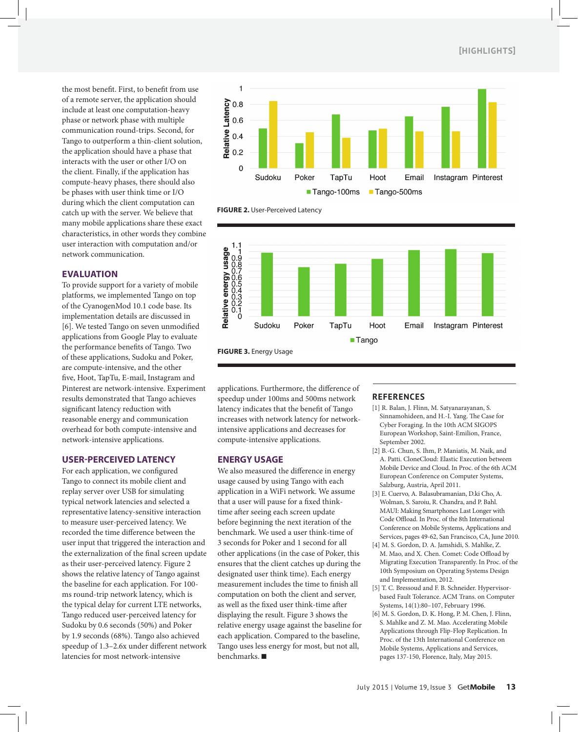the most benefit. First, to benefit from use of a remote server, the application should include at least one computation-heavy phase or network phase with multiple communication round-trips. Second, for Tango to outperform a thin-client solution, the application should have a phase that interacts with the user or other I/O on the client. Finally, if the application has compute-heavy phases, there should also be phases with user think time or I/O during which the client computation can catch up with the server. We believe that many mobile applications share these exact characteristics, in other words they combine user interaction with computation and/or network communication.

## EVALUATION

To provide support for a variety of mobile platforms, we implemented Tango on top of the CyanogenMod 10.1 code base. Its implementation details are discussed in [6]. We tested Tango on seven unmodified applications from Google Play to evaluate the performance benefits of Tango. Two of these applications, Sudoku and Poker, are compute-intensive, and the other five, Hoot, TapTu, E-mail, Instagram and Pinterest are network-intensive. Experiment results demonstrated that Tango achieves significant latency reduction with reasonable energy and communication overhead for both compute-intensive and network-intensive applications.

## USER-PERCEIVED LATENCY

For each application, we configured Tango to connect its mobile client and replay server over USB for simulating typical network latencies and selected a representative latency-sensitive interaction to measure user-perceived latency. We recorded the time difference between the user input that triggered the interaction and the externalization of the final screen update as their user-perceived latency. Figure 2 shows the relative latency of Tango against the baseline for each application. For 100-ms round-trip network latency, which is the typical delay for current LTE networks, Tango reduced user-perceived latency for Sudoku by 0.6 seconds (50%) and Poker by 1.9 seconds (68%). Tango also achieved speedup of 1.3–2.6x under different network latencies for most network-intensive applications. Furthermore, the difference of speedup under 100ms and 500ms network latency indicates that the benefit of Tango increases with network latency for network-intensive applications and decreases for compute-intensive applications.

Relative Latency
1
0.8
0.6
0.4
0.2
0
Sudoku Poker TapTu Hoot Email Instagram Pinterest
Tango-100ms Tango-500ms

**FIGURE 2.** User-Perceived Latency

Relative energy usage
1.1
1
0.9
0.8
0.7
0.6
0.5
0.4
0.3
0.2
0.1
0
Sudoku Poker TapTu Hoot Email Instagram Pinterest
Tango

**FIGURE 3.** Energy Usage

## ENERGY USAGE

We also measured the difference in energy usage caused by using Tango with each application in a WiFi network. We assume that a user will pause for a fixed think-time after seeing each screen update before beginning the next iteration of the benchmark. We used a user think-time of 3 seconds for Poker and 1 second for all other applications (in the case of Poker, this ensures that the client catches up during the designated user think time). Each energy measurement includes the time to finish all computation on both the client and server, as well as the fixed user think-time after displaying the result. Figure 3 shows the relative energy usage against the baseline for each application. Compared to the baseline, Tango uses less energy for most, but not all, benchmarks. ■

## REFERENCES

[1] R. Balan, J. Flinn, M. Satyanarayanan, S. Sinnamohideen, and H.-I. Yang. The Case for Cyber Foraging. In the 10th ACM SIGOPS European Workshop, Saint-Emilion, France, September 2002.

[2] B.-G. Chun, S. Ihm, P. Maniatis, M. Naik, and A. Patti. CloneCloud: Elastic Execution between Mobile Device and Cloud. In Proc. of the 6th ACM European Conference on Computer Systems, Salzburg, Austria, April 2011.

[3] E. Cuervo, A. Balasubramanian, D.ki Cho, A. Wolman, S. Saroiu, R. Chandra, and P. Bahl. MAUI: Making Smartphones Last Longer with Code Offload. In Proc. of the 8th International Conference on Mobile Systems, Applications and Services, pages 49-62, San Francisco, CA, June 2010.

[4] M. S. Gordon, D. A. Jamshidi, S. Mahlke, Z. M. Mao, and X. Chen. Comet: Code Offload by Migrating Execution Transparently. In Proc. of the 10th Symposium on Operating Systems Design and Implementation, 2012.

[5] T. C. Bressoud and F. B. Schneider. Hypervisor-based Fault Tolerance. ACM Trans. on Computer Systems, 14(1):80–107, February 1996.

[6] M. S. Gordon, D. K. Hong, P. M. Chen, J. Flinn, S. Mahlke and Z. M. Mao. Accelerating Mobile Applications through Flip-Flop Replication. In Proc. of the 13th International Conference on Mobile Systems, Applications and Services, pages 137-150, Florence, Italy, May 2015.